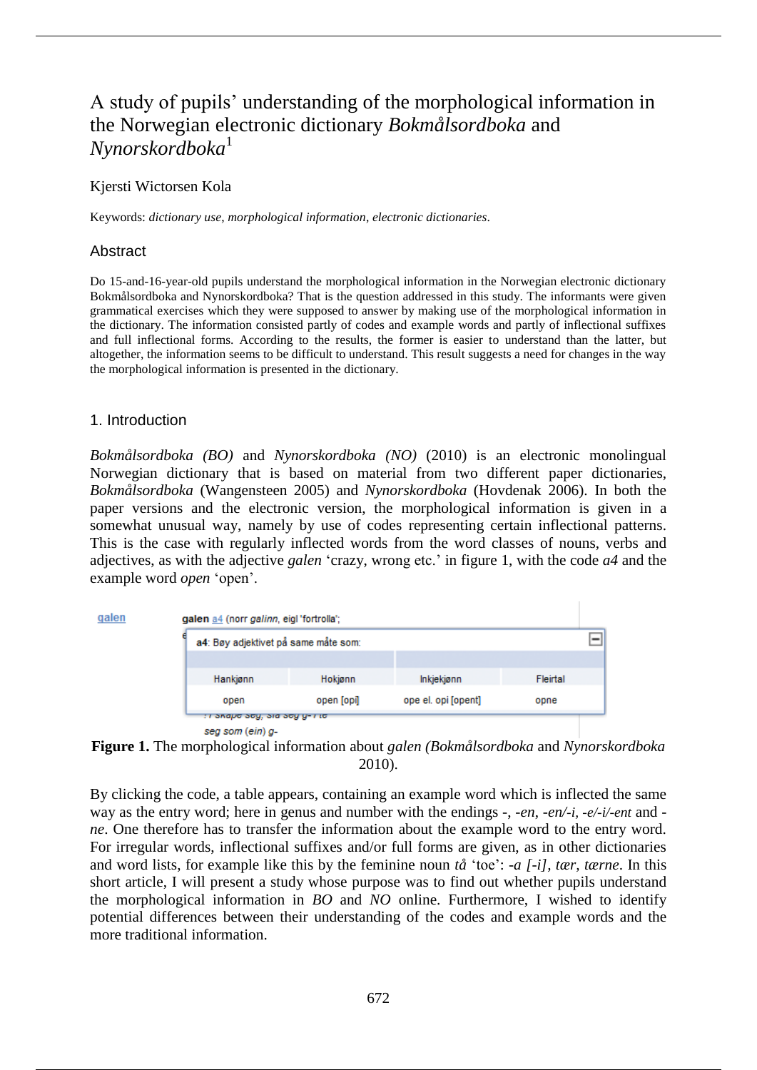# A study of pupils' understanding of the morphological information in the Norwegian electronic dictionary *Bokmålsordboka* and *Nynorskordboka*[1]

Kjersti Wictorsen Kola

Keywords: *dictionary use*, *morphological information*, *electronic dictionaries*.

## Abstract

Do 15-and-16-year-old pupils understand the morphological information in the Norwegian electronic dictionary Bokmålsordboka and Nynorskordboka? That is the question addressed in this study. The informants were given grammatical exercises which they were supposed to answer by making use of the morphological information in the dictionary. The information consisted partly of codes and example words and partly of inflectional suffixes and full inflectional forms. According to the results, the former is easier to understand than the latter, but altogether, the information seems to be difficult to understand. This result suggests a need for changes in the way the morphological information is presented in the dictionary.

## 1. Introduction

*Bokmålsordboka (BO)* and *Nynorskordboka (NO)* (2010) is an electronic monolingual Norwegian dictionary that is based on material from two different paper dictionaries, *Bokmålsordboka* (Wangensteen 2005) and *Nynorskordboka* (Hovdenak 2006). In both the paper versions and the electronic version, the morphological information is given in a somewhat unusual way, namely by use of codes representing certain inflectional patterns. This is the case with regularly inflected words from the word classes of nouns, verbs and adjectives, as with the adjective *galen* 'crazy, wrong etc.' in figure 1, with the code *a4* and the example word *open* 'open'.

galen — galen a4 (norr *galinn*, eigl 'fortrolla';

**a4**: Bøy adjektivet på same måte som:

| Hankjønn | Hokjønn | Inkjekjønn | Fleirtal |
|---|---|---|---|
| open | open [opi] | ope el. opi [opent] | opne |

*seg som (ein) g-*

**Figure 1.** The morphological information about *galen (Bokmålsordboka* and *Nynorskordboka* 2010).

By clicking the code, a table appears, containing an example word which is inflected the same way as the entry word; here in genus and number with the endings -, *-en*, *-en/-i*, *-e/-i/-ent* and *-ne*. One therefore has to transfer the information about the example word to the entry word. For irregular words, inflectional suffixes and/or full forms are given, as in other dictionaries and word lists, for example like this by the feminine noun *tå* 'toe': *-a [-i], tær, tærne*. In this short article, I will present a study whose purpose was to find out whether pupils understand the morphological information in *BO* and *NO* online. Furthermore, I wished to identify potential differences between their understanding of the codes and example words and the more traditional information.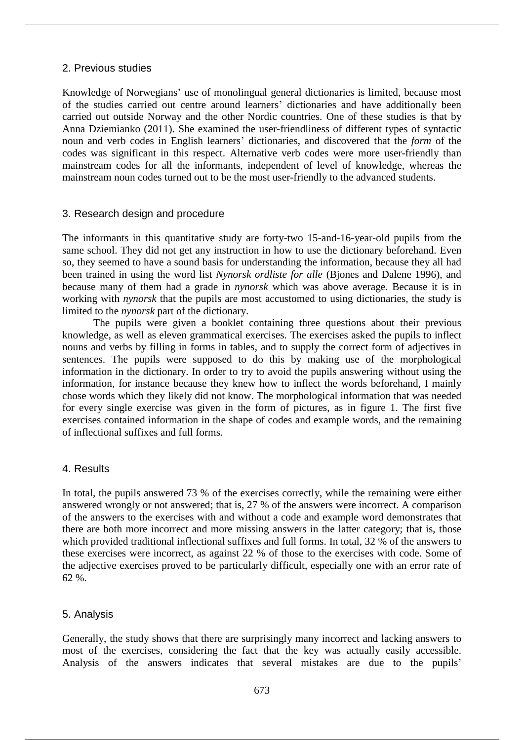## 2. Previous studies

Knowledge of Norwegians' use of monolingual general dictionaries is limited, because most of the studies carried out centre around learners' dictionaries and have additionally been carried out outside Norway and the other Nordic countries. One of these studies is that by Anna Dziemianko (2011). She examined the user-friendliness of different types of syntactic noun and verb codes in English learners' dictionaries, and discovered that the *form* of the codes was significant in this respect. Alternative verb codes were more user-friendly than mainstream codes for all the informants, independent of level of knowledge, whereas the mainstream noun codes turned out to be the most user-friendly to the advanced students.

## 3. Research design and procedure

The informants in this quantitative study are forty-two 15-and-16-year-old pupils from the same school. They did not get any instruction in how to use the dictionary beforehand. Even so, they seemed to have a sound basis for understanding the information, because they all had been trained in using the word list *Nynorsk ordliste for alle* (Bjones and Dalene 1996), and because many of them had a grade in *nynorsk* which was above average. Because it is in working with *nynorsk* that the pupils are most accustomed to using dictionaries, the study is limited to the *nynorsk* part of the dictionary.

The pupils were given a booklet containing three questions about their previous knowledge, as well as eleven grammatical exercises. The exercises asked the pupils to inflect nouns and verbs by filling in forms in tables, and to supply the correct form of adjectives in sentences. The pupils were supposed to do this by making use of the morphological information in the dictionary. In order to try to avoid the pupils answering without using the information, for instance because they knew how to inflect the words beforehand, I mainly chose words which they likely did not know. The morphological information that was needed for every single exercise was given in the form of pictures, as in figure 1. The first five exercises contained information in the shape of codes and example words, and the remaining of inflectional suffixes and full forms.

## 4. Results

In total, the pupils answered 73 % of the exercises correctly, while the remaining were either answered wrongly or not answered; that is, 27 % of the answers were incorrect. A comparison of the answers to the exercises with and without a code and example word demonstrates that there are both more incorrect and more missing answers in the latter category; that is, those which provided traditional inflectional suffixes and full forms. In total, 32 % of the answers to these exercises were incorrect, as against 22 % of those to the exercises with code. Some of the adjective exercises proved to be particularly difficult, especially one with an error rate of 62 %.

## 5. Analysis

Generally, the study shows that there are surprisingly many incorrect and lacking answers to most of the exercises, considering the fact that the key was actually easily accessible. Analysis of the answers indicates that several mistakes are due to the pupils'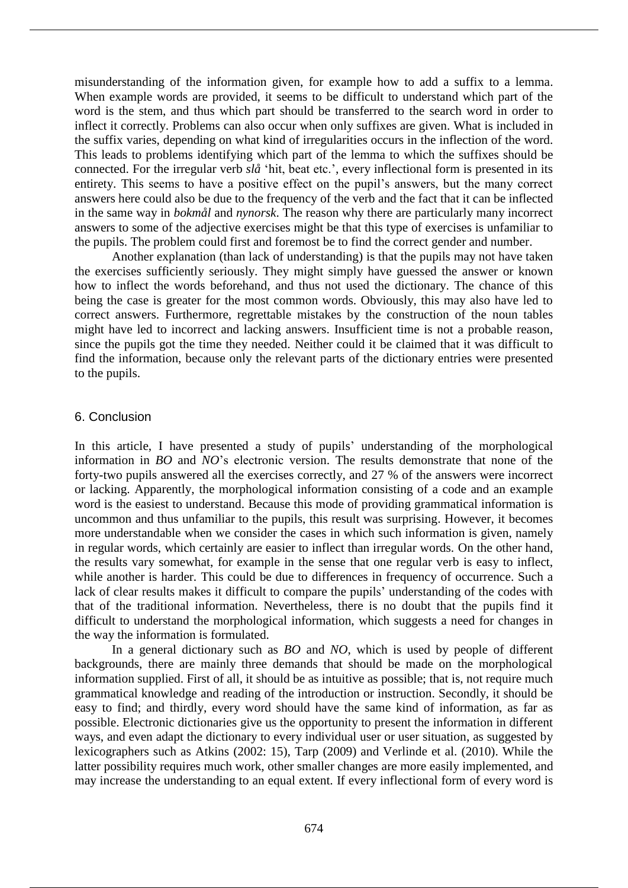misunderstanding of the information given, for example how to add a suffix to a lemma. When example words are provided, it seems to be difficult to understand which part of the word is the stem, and thus which part should be transferred to the search word in order to inflect it correctly. Problems can also occur when only suffixes are given. What is included in the suffix varies, depending on what kind of irregularities occurs in the inflection of the word. This leads to problems identifying which part of the lemma to which the suffixes should be connected. For the irregular verb *slå* 'hit, beat etc.', every inflectional form is presented in its entirety. This seems to have a positive effect on the pupil's answers, but the many correct answers here could also be due to the frequency of the verb and the fact that it can be inflected in the same way in *bokmål* and *nynorsk*. The reason why there are particularly many incorrect answers to some of the adjective exercises might be that this type of exercises is unfamiliar to the pupils. The problem could first and foremost be to find the correct gender and number.

Another explanation (than lack of understanding) is that the pupils may not have taken the exercises sufficiently seriously. They might simply have guessed the answer or known how to inflect the words beforehand, and thus not used the dictionary. The chance of this being the case is greater for the most common words. Obviously, this may also have led to correct answers. Furthermore, regrettable mistakes by the construction of the noun tables might have led to incorrect and lacking answers. Insufficient time is not a probable reason, since the pupils got the time they needed. Neither could it be claimed that it was difficult to find the information, because only the relevant parts of the dictionary entries were presented to the pupils.

## 6. Conclusion

In this article, I have presented a study of pupils' understanding of the morphological information in *BO* and *NO*'s electronic version. The results demonstrate that none of the forty-two pupils answered all the exercises correctly, and 27 % of the answers were incorrect or lacking. Apparently, the morphological information consisting of a code and an example word is the easiest to understand. Because this mode of providing grammatical information is uncommon and thus unfamiliar to the pupils, this result was surprising. However, it becomes more understandable when we consider the cases in which such information is given, namely in regular words, which certainly are easier to inflect than irregular words. On the other hand, the results vary somewhat, for example in the sense that one regular verb is easy to inflect, while another is harder. This could be due to differences in frequency of occurrence. Such a lack of clear results makes it difficult to compare the pupils' understanding of the codes with that of the traditional information. Nevertheless, there is no doubt that the pupils find it difficult to understand the morphological information, which suggests a need for changes in the way the information is formulated.

In a general dictionary such as *BO* and *NO*, which is used by people of different backgrounds, there are mainly three demands that should be made on the morphological information supplied. First of all, it should be as intuitive as possible; that is, not require much grammatical knowledge and reading of the introduction or instruction. Secondly, it should be easy to find; and thirdly, every word should have the same kind of information, as far as possible. Electronic dictionaries give us the opportunity to present the information in different ways, and even adapt the dictionary to every individual user or user situation, as suggested by lexicographers such as Atkins (2002: 15), Tarp (2009) and Verlinde et al. (2010). While the latter possibility requires much work, other smaller changes are more easily implemented, and may increase the understanding to an equal extent. If every inflectional form of every word is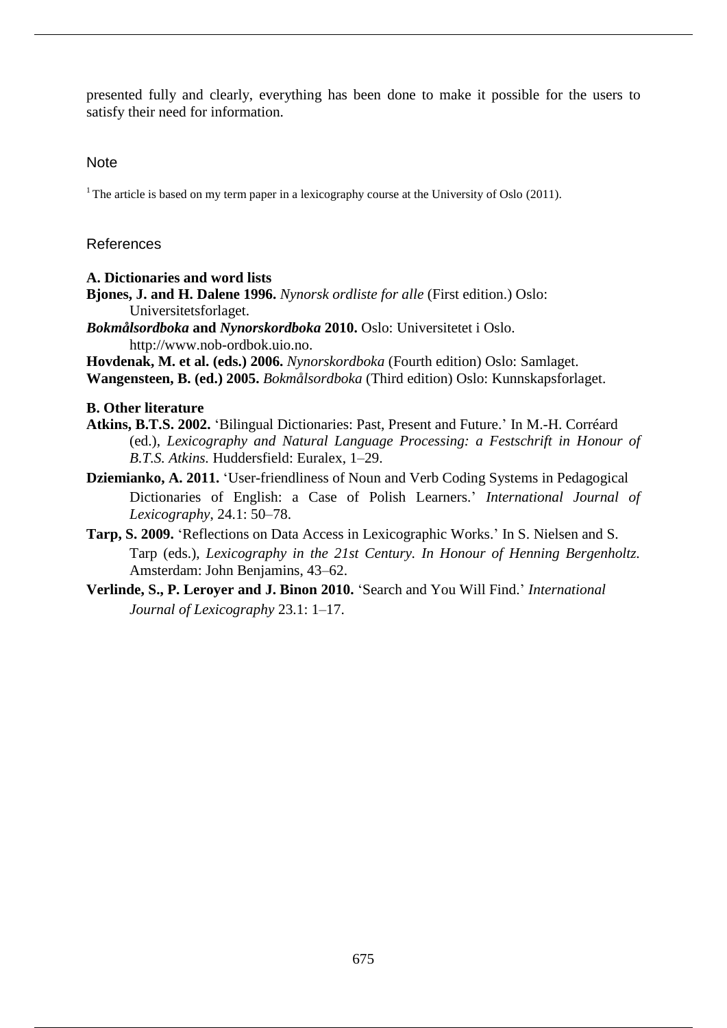presented fully and clearly, everything has been done to make it possible for the users to satisfy their need for information.

## Note

[1] The article is based on my term paper in a lexicography course at the University of Oslo (2011).

## References

**A. Dictionaries and word lists**

**Bjones, J. and H. Dalene 1996.** *Nynorsk ordliste for alle* (First edition.) Oslo: Universitetsforlaget.

***Bokmålsordboka* and *Nynorskordboka* 2010.** Oslo: Universitetet i Oslo. http://www.nob-ordbok.uio.no.

**Hovdenak, M. et al. (eds.) 2006.** *Nynorskordboka* (Fourth edition) Oslo: Samlaget.

**Wangensteen, B. (ed.) 2005.** *Bokmålsordboka* (Third edition) Oslo: Kunnskapsforlaget.

**B. Other literature**

**Atkins, B.T.S. 2002.** 'Bilingual Dictionaries: Past, Present and Future.' In M.-H. Corréard (ed.), *Lexicography and Natural Language Processing: a Festschrift in Honour of B.T.S. Atkins.* Huddersfield: Euralex, 1–29.

**Dziemianko, A. 2011.** 'User-friendliness of Noun and Verb Coding Systems in Pedagogical Dictionaries of English: a Case of Polish Learners.' *International Journal of Lexicography*, 24.1: 50–78.

**Tarp, S. 2009.** 'Reflections on Data Access in Lexicographic Works.' In S. Nielsen and S. Tarp (eds.), *Lexicography in the 21st Century. In Honour of Henning Bergenholtz.* Amsterdam: John Benjamins, 43–62.

**Verlinde, S., P. Leroyer and J. Binon 2010.** 'Search and You Will Find.' *International Journal of Lexicography* 23.1: 1–17.